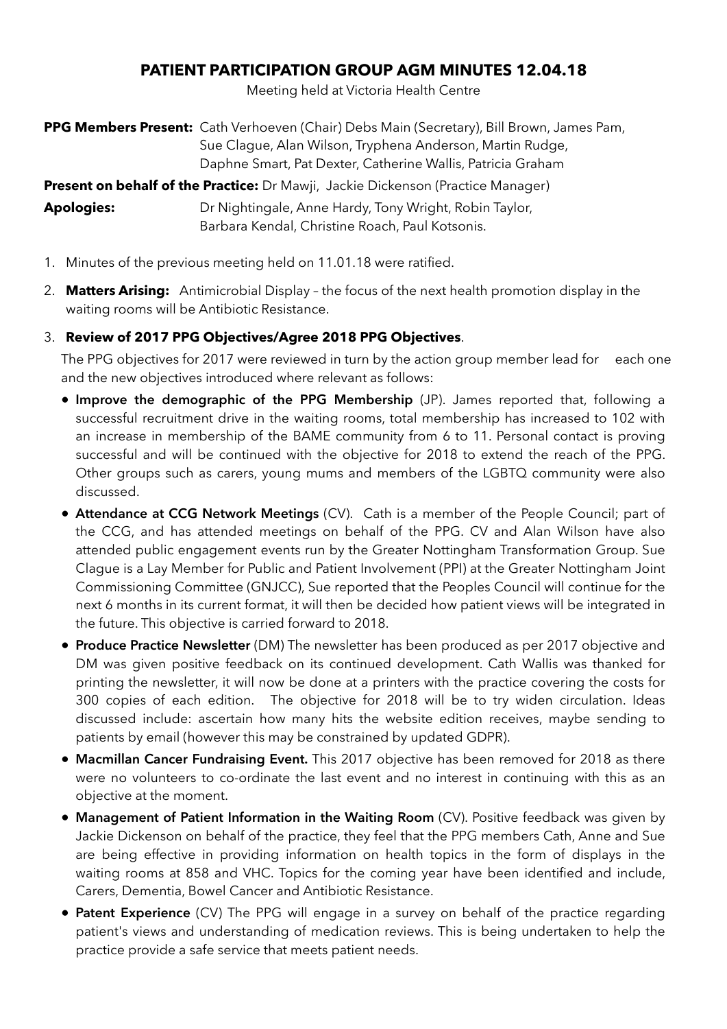# PATIENT PARTICIPATION GROUP AGM MINUTES 12.04.18

Meeting held at Victoria Health Centre

**PPG Members Present:** Cath Verhoeven (Chair) Debs Main (Secretary), Bill Brown, James Pam, Sue Clague, Alan Wilson, Tryphena Anderson, Martin Rudge, Daphne Smart, Pat Dexter, Catherine Wallis, Patricia Graham

**Present on behalf of the Practice:** Dr Mawji, Jackie Dickenson (Practice Manager)

**Apologies:** Dr Nightingale, Anne Hardy, Tony Wright, Robin Taylor, Barbara Kendal, Christine Roach, Paul Kotsonis.

1. Minutes of the previous meeting held on 11.01.18 were ratified.
2. **Matters Arising:** Antimicrobial Display – the focus of the next health promotion display in the waiting rooms will be Antibiotic Resistance.
3. **Review of 2017 PPG Objectives/Agree 2018 PPG Objectives**.

   The PPG objectives for 2017 were reviewed in turn by the action group member lead for each one and the new objectives introduced where relevant as follows:

   - **Improve the demographic of the PPG Membership** (JP). James reported that, following a successful recruitment drive in the waiting rooms, total membership has increased to 102 with an increase in membership of the BAME community from 6 to 11. Personal contact is proving successful and will be continued with the objective for 2018 to extend the reach of the PPG. Other groups such as carers, young mums and members of the LGBTQ community were also discussed.
   - **Attendance at CCG Network Meetings** (CV). Cath is a member of the People Council; part of the CCG, and has attended meetings on behalf of the PPG. CV and Alan Wilson have also attended public engagement events run by the Greater Nottingham Transformation Group. Sue Clague is a Lay Member for Public and Patient Involvement (PPI) at the Greater Nottingham Joint Commissioning Committee (GNJCC), Sue reported that the Peoples Council will continue for the next 6 months in its current format, it will then be decided how patient views will be integrated in the future. This objective is carried forward to 2018.
   - **Produce Practice Newsletter** (DM) The newsletter has been produced as per 2017 objective and DM was given positive feedback on its continued development. Cath Wallis was thanked for printing the newsletter, it will now be done at a printers with the practice covering the costs for 300 copies of each edition. The objective for 2018 will be to try widen circulation. Ideas discussed include: ascertain how many hits the website edition receives, maybe sending to patients by email (however this may be constrained by updated GDPR).
   - **Macmillan Cancer Fundraising Event.** This 2017 objective has been removed for 2018 as there were no volunteers to co-ordinate the last event and no interest in continuing with this as an objective at the moment.
   - **Management of Patient Information in the Waiting Room** (CV). Positive feedback was given by Jackie Dickenson on behalf of the practice, they feel that the PPG members Cath, Anne and Sue are being effective in providing information on health topics in the form of displays in the waiting rooms at 858 and VHC. Topics for the coming year have been identified and include, Carers, Dementia, Bowel Cancer and Antibiotic Resistance.
   - **Patent Experience** (CV) The PPG will engage in a survey on behalf of the practice regarding patient's views and understanding of medication reviews. This is being undertaken to help the practice provide a safe service that meets patient needs.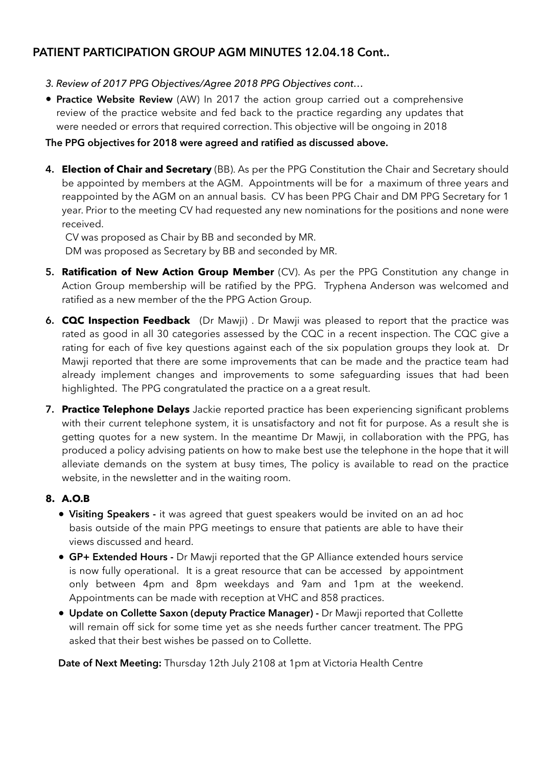## PATIENT PARTICIPATION GROUP AGM MINUTES 12.04.18 Cont..

*3. Review of 2017 PPG Objectives/Agree 2018 PPG Objectives cont…*

- **Practice Website Review** (AW) In 2017 the action group carried out a comprehensive review of the practice website and fed back to the practice regarding any updates that were needed or errors that required correction. This objective will be ongoing in 2018

**The PPG objectives for 2018 were agreed and ratified as discussed above.**

4. **Election of Chair and Secretary** (BB). As per the PPG Constitution the Chair and Secretary should be appointed by members at the AGM. Appointments will be for a maximum of three years and reappointed by the AGM on an annual basis. CV has been PPG Chair and DM PPG Secretary for 1 year. Prior to the meeting CV had requested any new nominations for the positions and none were received.

   CV was proposed as Chair by BB and seconded by MR.

   DM was proposed as Secretary by BB and seconded by MR.

5. **Ratification of New Action Group Member** (CV). As per the PPG Constitution any change in Action Group membership will be ratified by the PPG. Tryphena Anderson was welcomed and ratified as a new member of the the PPG Action Group.

6. **CQC Inspection Feedback** (Dr Mawji) . Dr Mawji was pleased to report that the practice was rated as good in all 30 categories assessed by the CQC in a recent inspection. The CQC give a rating for each of five key questions against each of the six population groups they look at. Dr Mawji reported that there are some improvements that can be made and the practice team had already implement changes and improvements to some safeguarding issues that had been highlighted. The PPG congratulated the practice on a a great result.

7. **Practice Telephone Delays** Jackie reported practice has been experiencing significant problems with their current telephone system, it is unsatisfactory and not fit for purpose. As a result she is getting quotes for a new system. In the meantime Dr Mawji, in collaboration with the PPG, has produced a policy advising patients on how to make best use the telephone in the hope that it will alleviate demands on the system at busy times, The policy is available to read on the practice website, in the newsletter and in the waiting room.

8. **A.O.B**
   - **Visiting Speakers -** it was agreed that guest speakers would be invited on an ad hoc basis outside of the main PPG meetings to ensure that patients are able to have their views discussed and heard.
   - **GP+ Extended Hours -** Dr Mawji reported that the GP Alliance extended hours service is now fully operational. It is a great resource that can be accessed by appointment only between 4pm and 8pm weekdays and 9am and 1pm at the weekend. Appointments can be made with reception at VHC and 858 practices.
   - **Update on Collette Saxon (deputy Practice Manager) -** Dr Mawji reported that Collette will remain off sick for some time yet as she needs further cancer treatment. The PPG asked that their best wishes be passed on to Collette.

**Date of Next Meeting:** Thursday 12th July 2108 at 1pm at Victoria Health Centre